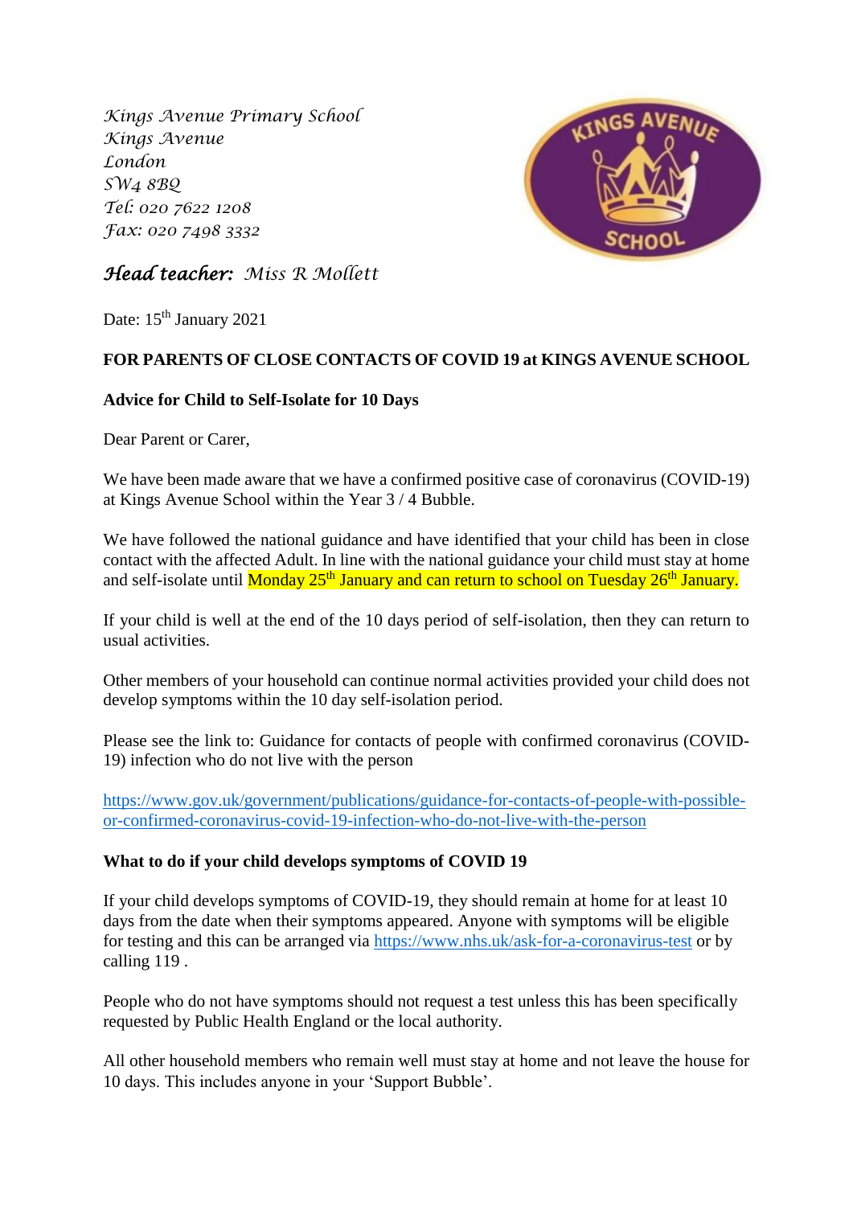Kings Avenue Primary School
Kings Avenue
London
SW4 8BQ
Tel: 020 7622 1208
Fax: 020 7498 3332

***Head teacher:*** *Miss R Mollett*

Date: 15th January 2021

**FOR PARENTS OF CLOSE CONTACTS OF COVID 19 at KINGS AVENUE SCHOOL**

**Advice for Child to Self-Isolate for 10 Days**

Dear Parent or Carer,

We have been made aware that we have a confirmed positive case of coronavirus (COVID-19) at Kings Avenue School within the Year 3 / 4 Bubble.

We have followed the national guidance and have identified that your child has been in close contact with the affected Adult. In line with the national guidance your child must stay at home and self-isolate until Monday 25th January and can return to school on Tuesday 26th January.

If your child is well at the end of the 10 days period of self-isolation, then they can return to usual activities.

Other members of your household can continue normal activities provided your child does not develop symptoms within the 10 day self-isolation period.

Please see the link to: Guidance for contacts of people with confirmed coronavirus (COVID-19) infection who do not live with the person

https://www.gov.uk/government/publications/guidance-for-contacts-of-people-with-possible-or-confirmed-coronavirus-covid-19-infection-who-do-not-live-with-the-person

**What to do if your child develops symptoms of COVID 19**

If your child develops symptoms of COVID-19, they should remain at home for at least 10 days from the date when their symptoms appeared. Anyone with symptoms will be eligible for testing and this can be arranged via https://www.nhs.uk/ask-for-a-coronavirus-test or by calling 119 .

People who do not have symptoms should not request a test unless this has been specifically requested by Public Health England or the local authority.

All other household members who remain well must stay at home and not leave the house for 10 days. This includes anyone in your 'Support Bubble'.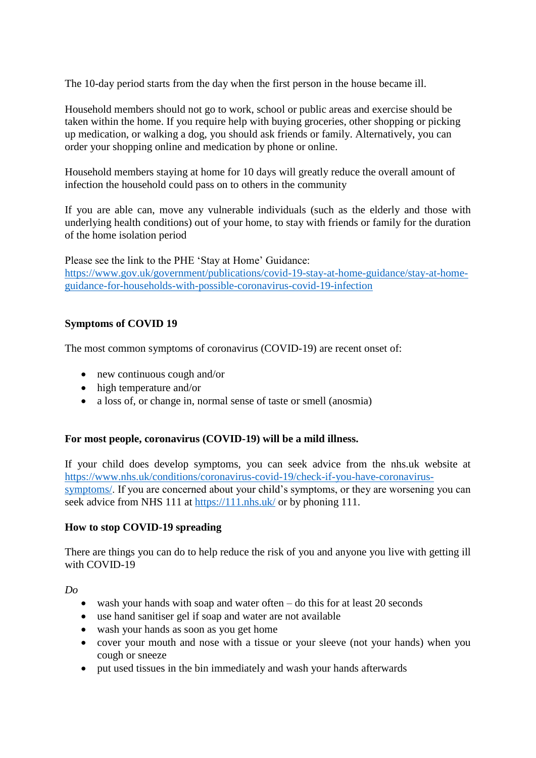The 10-day period starts from the day when the first person in the house became ill.

Household members should not go to work, school or public areas and exercise should be taken within the home. If you require help with buying groceries, other shopping or picking up medication, or walking a dog, you should ask friends or family. Alternatively, you can order your shopping online and medication by phone or online.

Household members staying at home for 10 days will greatly reduce the overall amount of infection the household could pass on to others in the community

If you are able can, move any vulnerable individuals (such as the elderly and those with underlying health conditions) out of your home, to stay with friends or family for the duration of the home isolation period

Please see the link to the PHE 'Stay at Home' Guidance: https://www.gov.uk/government/publications/covid-19-stay-at-home-guidance/stay-at-home-guidance-for-households-with-possible-coronavirus-covid-19-infection

**Symptoms of COVID 19**

The most common symptoms of coronavirus (COVID-19) are recent onset of:

- new continuous cough and/or
- high temperature and/or
- a loss of, or change in, normal sense of taste or smell (anosmia)

**For most people, coronavirus (COVID-19) will be a mild illness.**

If your child does develop symptoms, you can seek advice from the nhs.uk website at https://www.nhs.uk/conditions/coronavirus-covid-19/check-if-you-have-coronavirus-symptoms/. If you are concerned about your child's symptoms, or they are worsening you can seek advice from NHS 111 at https://111.nhs.uk/ or by phoning 111.

**How to stop COVID-19 spreading**

There are things you can do to help reduce the risk of you and anyone you live with getting ill with COVID-19

*Do*

- wash your hands with soap and water often – do this for at least 20 seconds
- use hand sanitiser gel if soap and water are not available
- wash your hands as soon as you get home
- cover your mouth and nose with a tissue or your sleeve (not your hands) when you cough or sneeze
- put used tissues in the bin immediately and wash your hands afterwards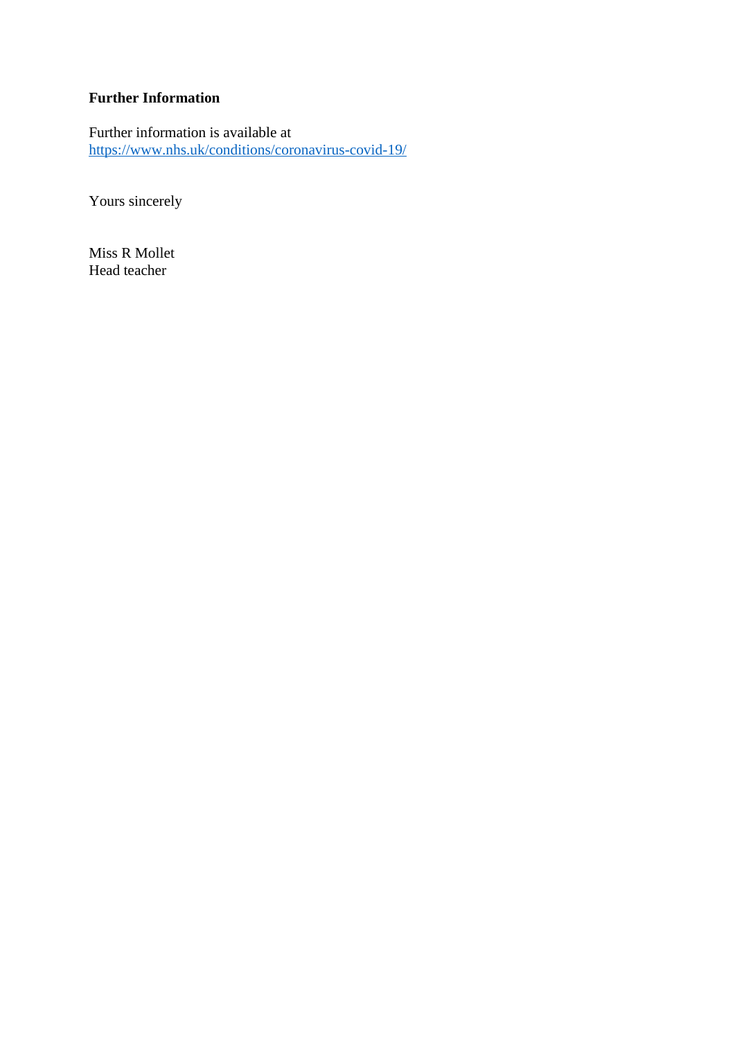**Further Information**

Further information is available at
[https://www.nhs.uk/conditions/coronavirus-covid-19/](https://www.nhs.uk/conditions/coronavirus-covid-19/)

Yours sincerely

Miss R Mollet
Head teacher